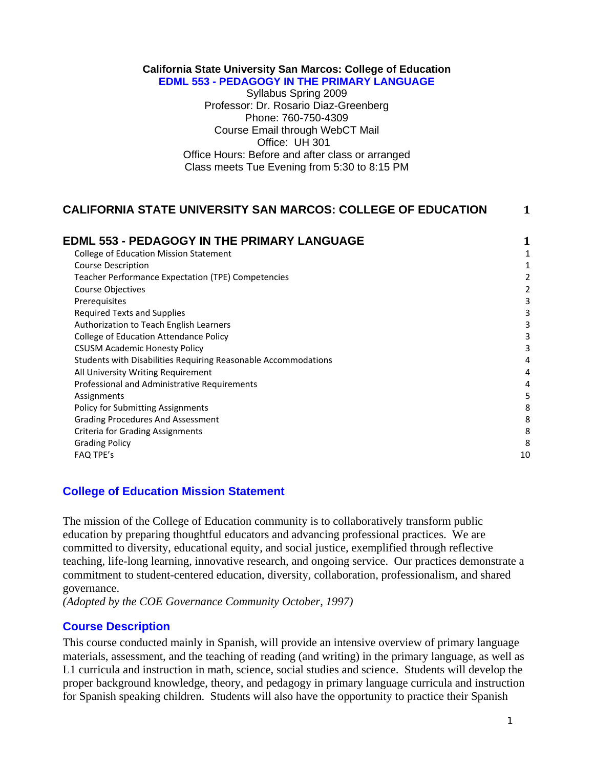**California State University San Marcos: College of Education**

**EDML 553 - PEDAGOGY IN THE PRIMARY LANGUAGE**

Syllabus Spring 2009
Professor: Dr. Rosario Diaz-Greenberg
Phone: 760-750-4309
Course Email through WebCT Mail
Office: UH 301
Office Hours: Before and after class or arranged
Class meets Tue Evening from 5:30 to 8:15 PM

| | |
|---|---|
| **CALIFORNIA STATE UNIVERSITY SAN MARCOS: COLLEGE OF EDUCATION** | **1** |
| **EDML 553 - PEDAGOGY IN THE PRIMARY LANGUAGE** | **1** |
| College of Education Mission Statement | 1 |
| Course Description | 1 |
| Teacher Performance Expectation (TPE) Competencies | 2 |
| Course Objectives | 2 |
| Prerequisites | 3 |
| Required Texts and Supplies | 3 |
| Authorization to Teach English Learners | 3 |
| College of Education Attendance Policy | 3 |
| CSUSM Academic Honesty Policy | 3 |
| Students with Disabilities Requiring Reasonable Accommodations | 4 |
| All University Writing Requirement | 4 |
| Professional and Administrative Requirements | 4 |
| Assignments | 5 |
| Policy for Submitting Assignments | 8 |
| Grading Procedures And Assessment | 8 |
| Criteria for Grading Assignments | 8 |
| Grading Policy | 8 |
| FAQ TPE's | 10 |

## College of Education Mission Statement

The mission of the College of Education community is to collaboratively transform public education by preparing thoughtful educators and advancing professional practices. We are committed to diversity, educational equity, and social justice, exemplified through reflective teaching, life-long learning, innovative research, and ongoing service. Our practices demonstrate a commitment to student-centered education, diversity, collaboration, professionalism, and shared governance.

*(Adopted by the COE Governance Community October, 1997)*

## Course Description

This course conducted mainly in Spanish, will provide an intensive overview of primary language materials, assessment, and the teaching of reading (and writing) in the primary language, as well as L1 curricula and instruction in math, science, social studies and science. Students will develop the proper background knowledge, theory, and pedagogy in primary language curricula and instruction for Spanish speaking children. Students will also have the opportunity to practice their Spanish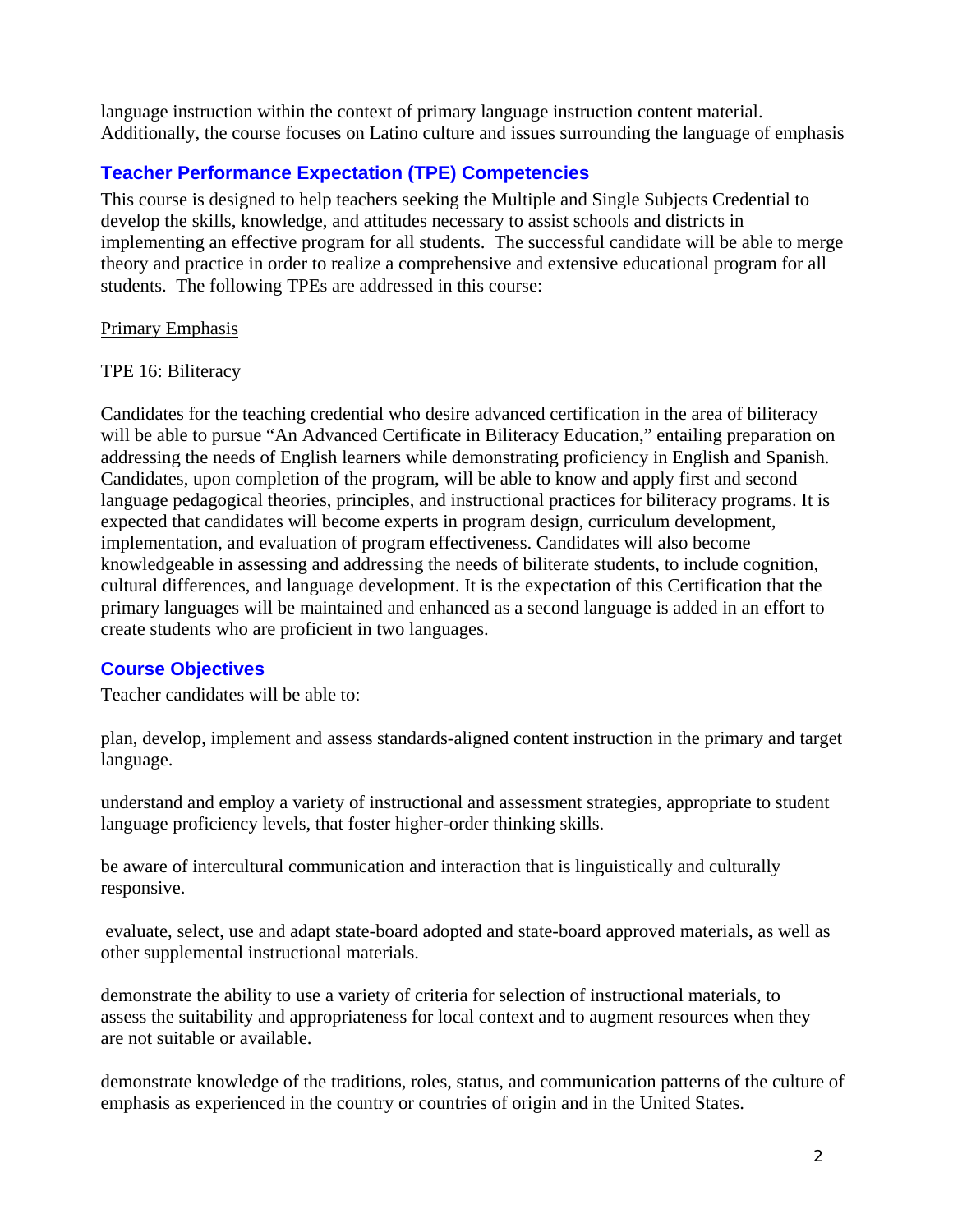language instruction within the context of primary language instruction content material. Additionally, the course focuses on Latino culture and issues surrounding the language of emphasis

## Teacher Performance Expectation (TPE) Competencies

This course is designed to help teachers seeking the Multiple and Single Subjects Credential to develop the skills, knowledge, and attitudes necessary to assist schools and districts in implementing an effective program for all students. The successful candidate will be able to merge theory and practice in order to realize a comprehensive and extensive educational program for all students. The following TPEs are addressed in this course:

Primary Emphasis

TPE 16: Biliteracy

Candidates for the teaching credential who desire advanced certification in the area of biliteracy will be able to pursue "An Advanced Certificate in Biliteracy Education," entailing preparation on addressing the needs of English learners while demonstrating proficiency in English and Spanish. Candidates, upon completion of the program, will be able to know and apply first and second language pedagogical theories, principles, and instructional practices for biliteracy programs. It is expected that candidates will become experts in program design, curriculum development, implementation, and evaluation of program effectiveness. Candidates will also become knowledgeable in assessing and addressing the needs of biliterate students, to include cognition, cultural differences, and language development. It is the expectation of this Certification that the primary languages will be maintained and enhanced as a second language is added in an effort to create students who are proficient in two languages.

## Course Objectives

Teacher candidates will be able to:

plan, develop, implement and assess standards-aligned content instruction in the primary and target language.

understand and employ a variety of instructional and assessment strategies, appropriate to student language proficiency levels, that foster higher-order thinking skills.

be aware of intercultural communication and interaction that is linguistically and culturally responsive.

evaluate, select, use and adapt state-board adopted and state-board approved materials, as well as other supplemental instructional materials.

demonstrate the ability to use a variety of criteria for selection of instructional materials, to assess the suitability and appropriateness for local context and to augment resources when they are not suitable or available.

demonstrate knowledge of the traditions, roles, status, and communication patterns of the culture of emphasis as experienced in the country or countries of origin and in the United States.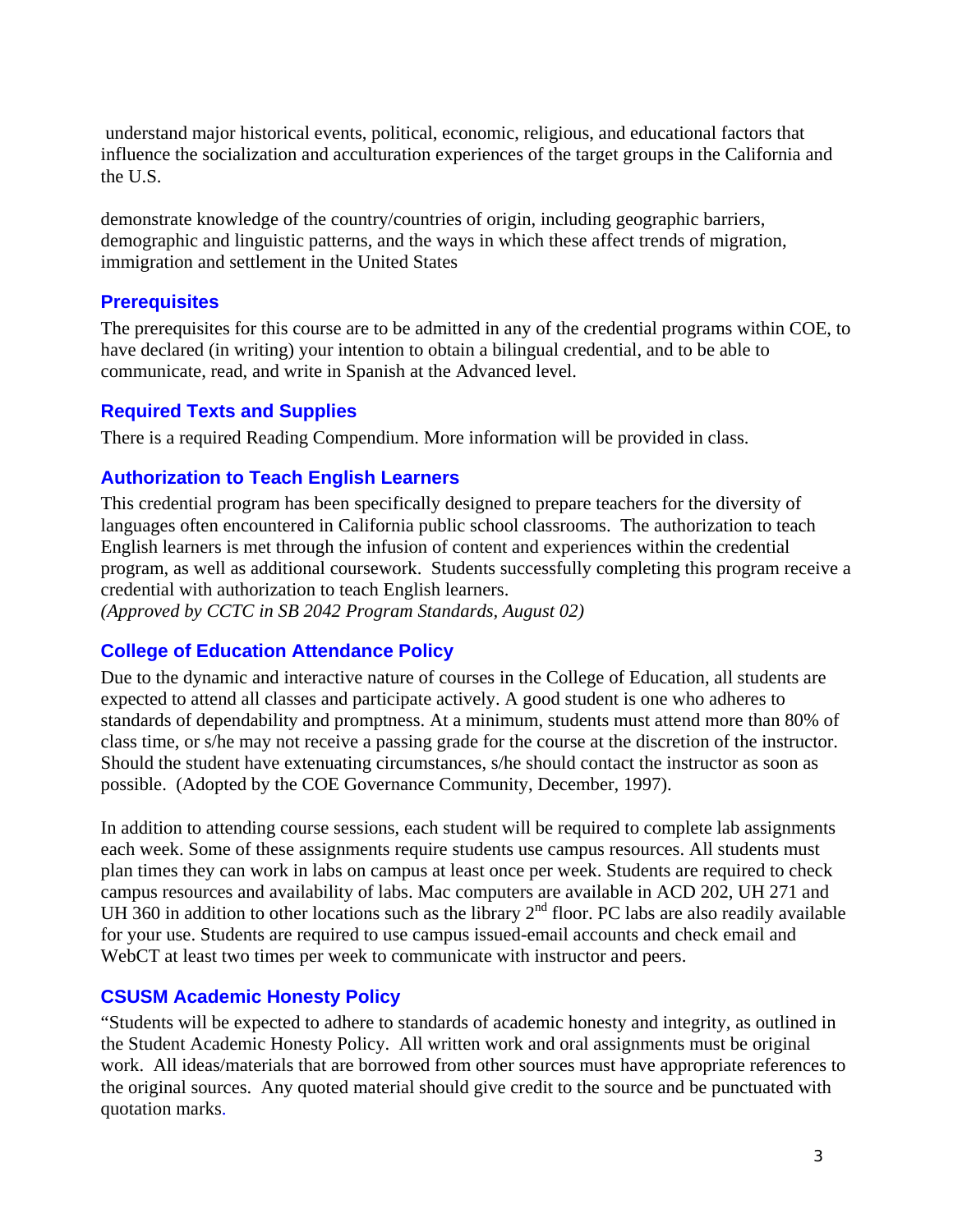understand major historical events, political, economic, religious, and educational factors that influence the socialization and acculturation experiences of the target groups in the California and the U.S.

demonstrate knowledge of the country/countries of origin, including geographic barriers, demographic and linguistic patterns, and the ways in which these affect trends of migration, immigration and settlement in the United States

## Prerequisites

The prerequisites for this course are to be admitted in any of the credential programs within COE, to have declared (in writing) your intention to obtain a bilingual credential, and to be able to communicate, read, and write in Spanish at the Advanced level.

## Required Texts and Supplies

There is a required Reading Compendium. More information will be provided in class.

## Authorization to Teach English Learners

This credential program has been specifically designed to prepare teachers for the diversity of languages often encountered in California public school classrooms. The authorization to teach English learners is met through the infusion of content and experiences within the credential program, as well as additional coursework. Students successfully completing this program receive a credential with authorization to teach English learners.
*(Approved by CCTC in SB 2042 Program Standards, August 02)*

## College of Education Attendance Policy

Due to the dynamic and interactive nature of courses in the College of Education, all students are expected to attend all classes and participate actively. A good student is one who adheres to standards of dependability and promptness. At a minimum, students must attend more than 80% of class time, or s/he may not receive a passing grade for the course at the discretion of the instructor. Should the student have extenuating circumstances, s/he should contact the instructor as soon as possible. (Adopted by the COE Governance Community, December, 1997).

In addition to attending course sessions, each student will be required to complete lab assignments each week. Some of these assignments require students use campus resources. All students must plan times they can work in labs on campus at least once per week. Students are required to check campus resources and availability of labs. Mac computers are available in ACD 202, UH 271 and UH 360 in addition to other locations such as the library 2nd floor. PC labs are also readily available for your use. Students are required to use campus issued-email accounts and check email and WebCT at least two times per week to communicate with instructor and peers.

## CSUSM Academic Honesty Policy

"Students will be expected to adhere to standards of academic honesty and integrity, as outlined in the Student Academic Honesty Policy. All written work and oral assignments must be original work. All ideas/materials that are borrowed from other sources must have appropriate references to the original sources. Any quoted material should give credit to the source and be punctuated with quotation marks.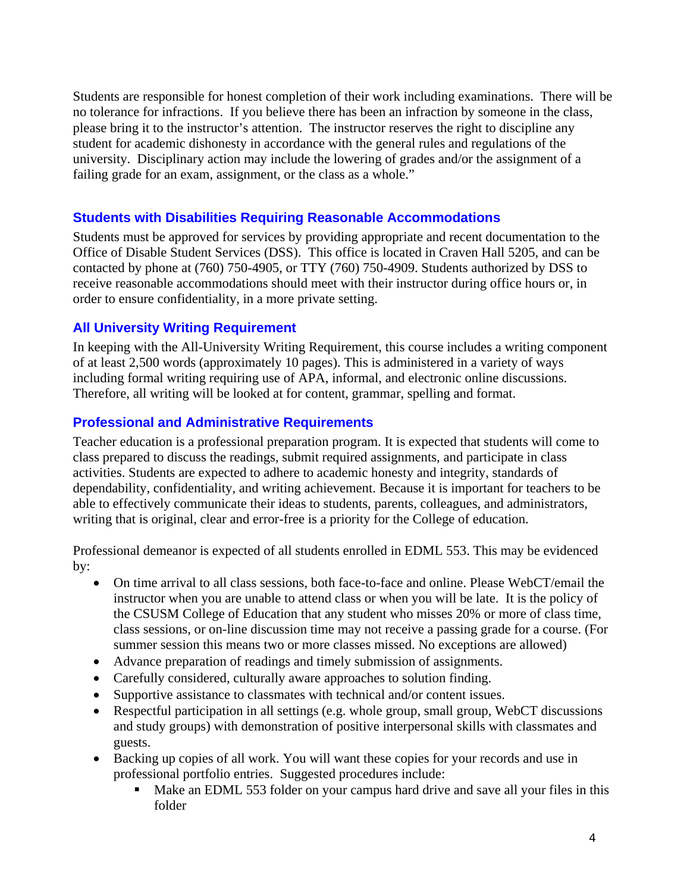Students are responsible for honest completion of their work including examinations. There will be no tolerance for infractions. If you believe there has been an infraction by someone in the class, please bring it to the instructor's attention. The instructor reserves the right to discipline any student for academic dishonesty in accordance with the general rules and regulations of the university. Disciplinary action may include the lowering of grades and/or the assignment of a failing grade for an exam, assignment, or the class as a whole."

### Students with Disabilities Requiring Reasonable Accommodations

Students must be approved for services by providing appropriate and recent documentation to the Office of Disable Student Services (DSS). This office is located in Craven Hall 5205, and can be contacted by phone at (760) 750-4905, or TTY (760) 750-4909. Students authorized by DSS to receive reasonable accommodations should meet with their instructor during office hours or, in order to ensure confidentiality, in a more private setting.

### All University Writing Requirement

In keeping with the All-University Writing Requirement, this course includes a writing component of at least 2,500 words (approximately 10 pages). This is administered in a variety of ways including formal writing requiring use of APA, informal, and electronic online discussions. Therefore, all writing will be looked at for content, grammar, spelling and format.

### Professional and Administrative Requirements

Teacher education is a professional preparation program. It is expected that students will come to class prepared to discuss the readings, submit required assignments, and participate in class activities. Students are expected to adhere to academic honesty and integrity, standards of dependability, confidentiality, and writing achievement. Because it is important for teachers to be able to effectively communicate their ideas to students, parents, colleagues, and administrators, writing that is original, clear and error-free is a priority for the College of education.

Professional demeanor is expected of all students enrolled in EDML 553. This may be evidenced by:

- On time arrival to all class sessions, both face-to-face and online. Please WebCT/email the instructor when you are unable to attend class or when you will be late. It is the policy of the CSUSM College of Education that any student who misses 20% or more of class time, class sessions, or on-line discussion time may not receive a passing grade for a course. (For summer session this means two or more classes missed. No exceptions are allowed)
- Advance preparation of readings and timely submission of assignments.
- Carefully considered, culturally aware approaches to solution finding.
- Supportive assistance to classmates with technical and/or content issues.
- Respectful participation in all settings (e.g. whole group, small group, WebCT discussions and study groups) with demonstration of positive interpersonal skills with classmates and guests.
- Backing up copies of all work. You will want these copies for your records and use in professional portfolio entries. Suggested procedures include:
  - Make an EDML 553 folder on your campus hard drive and save all your files in this folder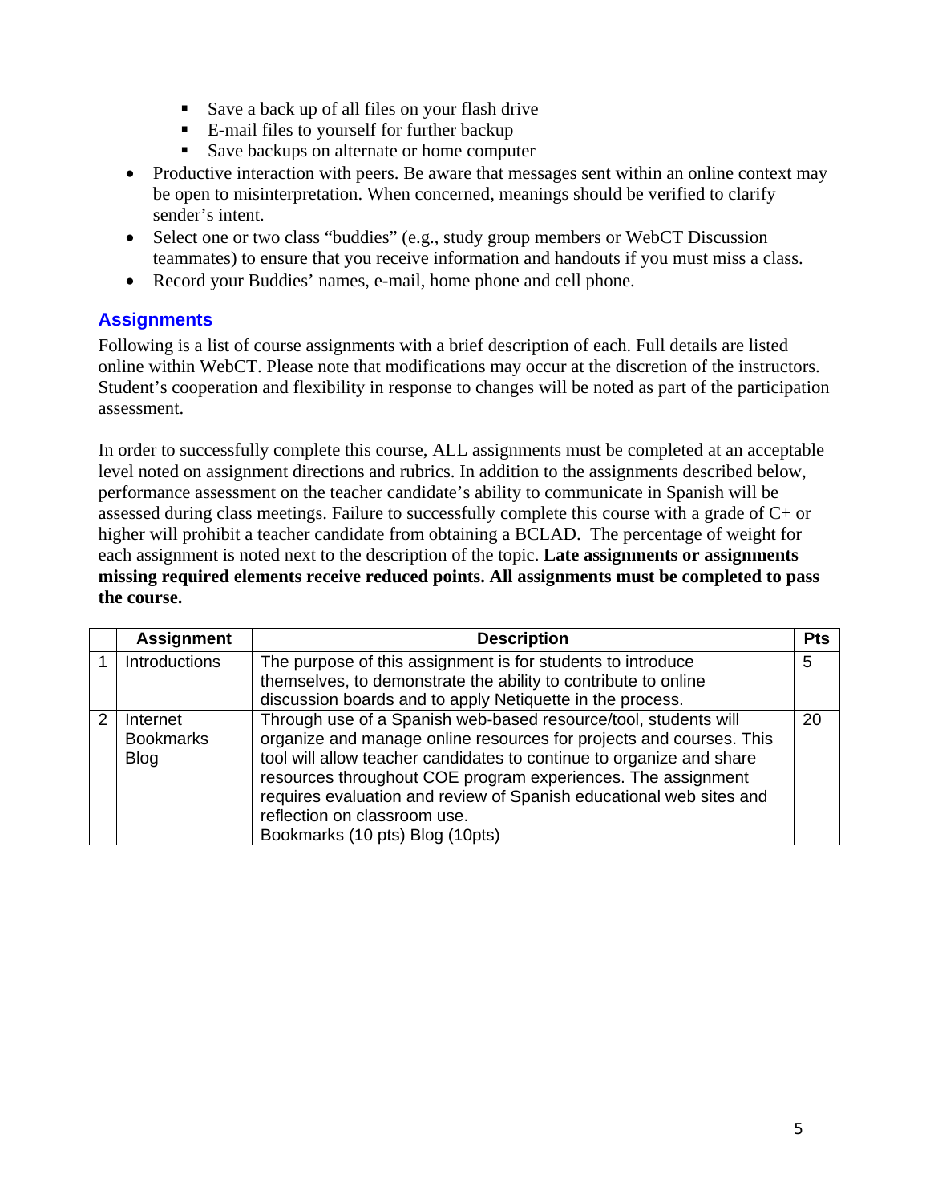- Save a back up of all files on your flash drive
    - E-mail files to yourself for further backup
    - Save backups on alternate or home computer
- Productive interaction with peers. Be aware that messages sent within an online context may be open to misinterpretation. When concerned, meanings should be verified to clarify sender's intent.
- Select one or two class "buddies" (e.g., study group members or WebCT Discussion teammates) to ensure that you receive information and handouts if you must miss a class.
- Record your Buddies' names, e-mail, home phone and cell phone.

## Assignments

Following is a list of course assignments with a brief description of each. Full details are listed online within WebCT. Please note that modifications may occur at the discretion of the instructors. Student's cooperation and flexibility in response to changes will be noted as part of the participation assessment.

In order to successfully complete this course, ALL assignments must be completed at an acceptable level noted on assignment directions and rubrics. In addition to the assignments described below, performance assessment on the teacher candidate's ability to communicate in Spanish will be assessed during class meetings. Failure to successfully complete this course with a grade of C+ or higher will prohibit a teacher candidate from obtaining a BCLAD. The percentage of weight for each assignment is noted next to the description of the topic. **Late assignments or assignments missing required elements receive reduced points. All assignments must be completed to pass the course.**

| | Assignment | Description | Pts |
|---|---|---|---|
| 1 | Introductions | The purpose of this assignment is for students to introduce themselves, to demonstrate the ability to contribute to online discussion boards and to apply Netiquette in the process. | 5 |
| 2 | Internet Bookmarks Blog | Through use of a Spanish web-based resource/tool, students will organize and manage online resources for projects and courses. This tool will allow teacher candidates to continue to organize and share resources throughout COE program experiences. The assignment requires evaluation and review of Spanish educational web sites and reflection on classroom use.<br>Bookmarks (10 pts) Blog (10pts) | 20 |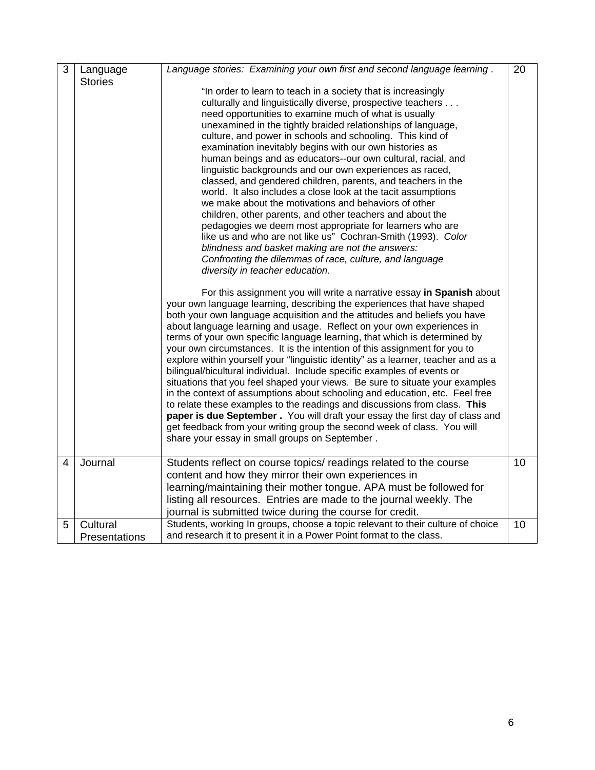| 3 | Language Stories | *Language stories: Examining your own first and second language learning* .<br><br>"In order to learn to teach in a society that is increasingly culturally and linguistically diverse, prospective teachers . . . need opportunities to examine much of what is usually unexamined in the tightly braided relationships of language, culture, and power in schools and schooling. This kind of examination inevitably begins with our own histories as human beings and as educators--our own cultural, racial, and linguistic backgrounds and our own experiences as raced, classed, and gendered children, parents, and teachers in the world. It also includes a close look at the tacit assumptions we make about the motivations and behaviors of other children, other parents, and other teachers and about the pedagogies we deem most appropriate for learners who are like us and who are not like us" Cochran-Smith (1993). *Color blindness and basket making are not the answers: Confronting the dilemmas of race, culture, and language diversity in teacher education.*<br><br>For this assignment you will write a narrative essay **in Spanish** about your own language learning, describing the experiences that have shaped both your own language acquisition and the attitudes and beliefs you have about language learning and usage. Reflect on your own experiences in terms of your own specific language learning, that which is determined by your own circumstances. It is the intention of this assignment for you to explore within yourself your "linguistic identity" as a learner, teacher and as a bilingual/bicultural individual. Include specific examples of events or situations that you feel shaped your views. Be sure to situate your examples in the context of assumptions about schooling and education, etc. Feel free to relate these examples to the readings and discussions from class. **This paper is due September .** You will draft your essay the first day of class and get feedback from your writing group the second week of class. You will share your essay in small groups on September . | 20 |
|---|---|---|---|
| 4 | Journal | Students reflect on course topics/ readings related to the course content and how they mirror their own experiences in learning/maintaining their mother tongue. APA must be followed for listing all resources. Entries are made to the journal weekly. The journal is submitted twice during the course for credit. | 10 |
| 5 | Cultural Presentations | Students, working In groups, choose a topic relevant to their culture of choice and research it to present it in a Power Point format to the class. | 10 |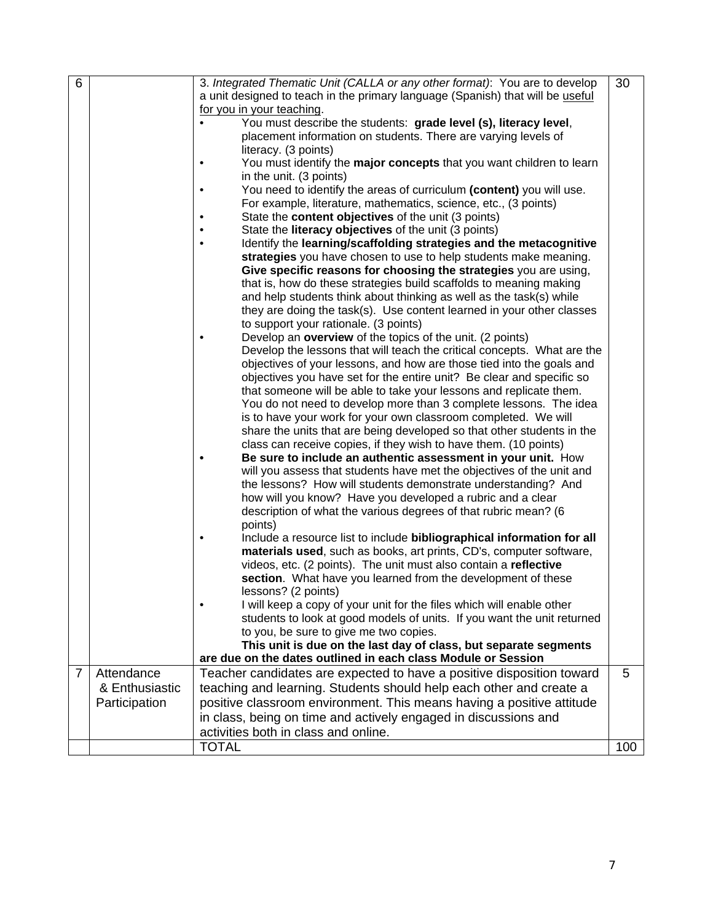| 6 | | 3. *Integrated Thematic Unit (CALLA or any other format)*: You are to develop a unit designed to teach in the primary language (Spanish) that will be <u>useful for you in your teaching</u>.<br>• You must describe the students: **grade level (s), literacy level**, placement information on students. There are varying levels of literacy. (3 points)<br>• You must identify the **major concepts** that you want children to learn in the unit. (3 points)<br>• You need to identify the areas of curriculum **(content)** you will use. For example, literature, mathematics, science, etc., (3 points)<br>• State the **content objectives** of the unit (3 points)<br>• State the **literacy objectives** of the unit (3 points)<br>• Identify the **learning/scaffolding strategies and the metacognitive strategies** you have chosen to use to help students make meaning. **Give specific reasons for choosing the strategies** you are using, that is, how do these strategies build scaffolds to meaning making and help students think about thinking as well as the task(s) while they are doing the task(s). Use content learned in your other classes to support your rationale. (3 points)<br>• Develop an **overview** of the topics of the unit. (2 points) Develop the lessons that will teach the critical concepts. What are the objectives of your lessons, and how are those tied into the goals and objectives you have set for the entire unit? Be clear and specific so that someone will be able to take your lessons and replicate them. You do not need to develop more than 3 complete lessons. The idea is to have your work for your own classroom completed. We will share the units that are being developed so that other students in the class can receive copies, if they wish to have them. (10 points)<br>• **Be sure to include an authentic assessment in your unit.** How will you assess that students have met the objectives of the unit and the lessons? How will students demonstrate understanding? And how will you know? Have you developed a rubric and a clear description of what the various degrees of that rubric mean? (6 points)<br>• Include a resource list to include **bibliographical information for all materials used**, such as books, art prints, CD's, computer software, videos, etc. (2 points). The unit must also contain a **reflective section**. What have you learned from the development of these lessons? (2 points)<br>• I will keep a copy of your unit for the files which will enable other students to look at good models of units. If you want the unit returned to you, be sure to give me two copies.<br>**This unit is due on the last day of class, but separate segments are due on the dates outlined in each class Module or Session** | 30 |
|---|---|---|---|
| 7 | Attendance & Enthusiastic Participation | Teacher candidates are expected to have a positive disposition toward teaching and learning. Students should help each other and create a positive classroom environment. This means having a positive attitude in class, being on time and actively engaged in discussions and activities both in class and online. | 5 |
| | | TOTAL | 100 |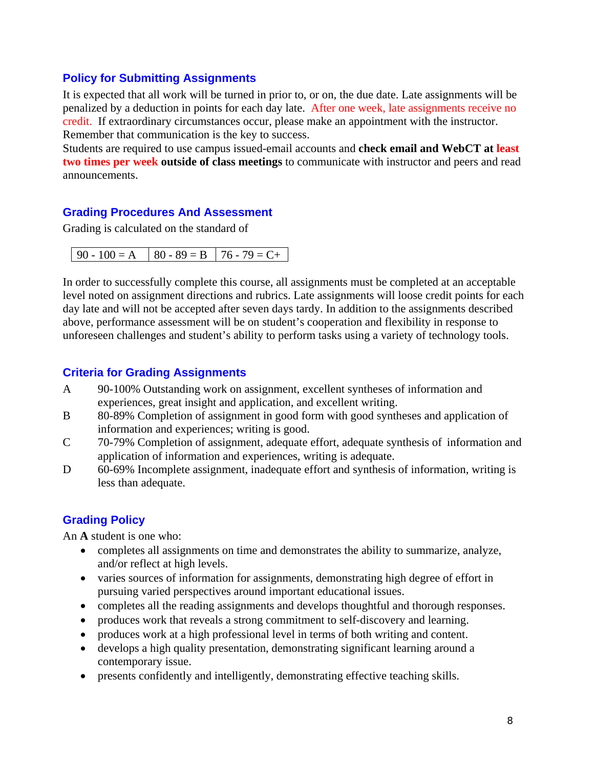## Policy for Submitting Assignments

It is expected that all work will be turned in prior to, or on, the due date. Late assignments will be penalized by a deduction in points for each day late. After one week, late assignments receive no credit. If extraordinary circumstances occur, please make an appointment with the instructor. Remember that communication is the key to success.

Students are required to use campus issued-email accounts and **check email and WebCT at least two times per week outside of class meetings** to communicate with instructor and peers and read announcements.

## Grading Procedures And Assessment

Grading is calculated on the standard of

| 90 - 100 = A | 80 - 89 = B | 76 - 79 = C+ |
|---|---|---|

In order to successfully complete this course, all assignments must be completed at an acceptable level noted on assignment directions and rubrics. Late assignments will loose credit points for each day late and will not be accepted after seven days tardy. In addition to the assignments described above, performance assessment will be on student's cooperation and flexibility in response to unforeseen challenges and student's ability to perform tasks using a variety of technology tools.

## Criteria for Grading Assignments

- A 90-100% Outstanding work on assignment, excellent syntheses of information and experiences, great insight and application, and excellent writing.
- B 80-89% Completion of assignment in good form with good syntheses and application of information and experiences; writing is good.
- C 70-79% Completion of assignment, adequate effort, adequate synthesis of information and application of information and experiences, writing is adequate.
- D 60-69% Incomplete assignment, inadequate effort and synthesis of information, writing is less than adequate.

## Grading Policy

An **A** student is one who:

- completes all assignments on time and demonstrates the ability to summarize, analyze, and/or reflect at high levels.
- varies sources of information for assignments, demonstrating high degree of effort in pursuing varied perspectives around important educational issues.
- completes all the reading assignments and develops thoughtful and thorough responses.
- produces work that reveals a strong commitment to self-discovery and learning.
- produces work at a high professional level in terms of both writing and content.
- develops a high quality presentation, demonstrating significant learning around a contemporary issue.
- presents confidently and intelligently, demonstrating effective teaching skills.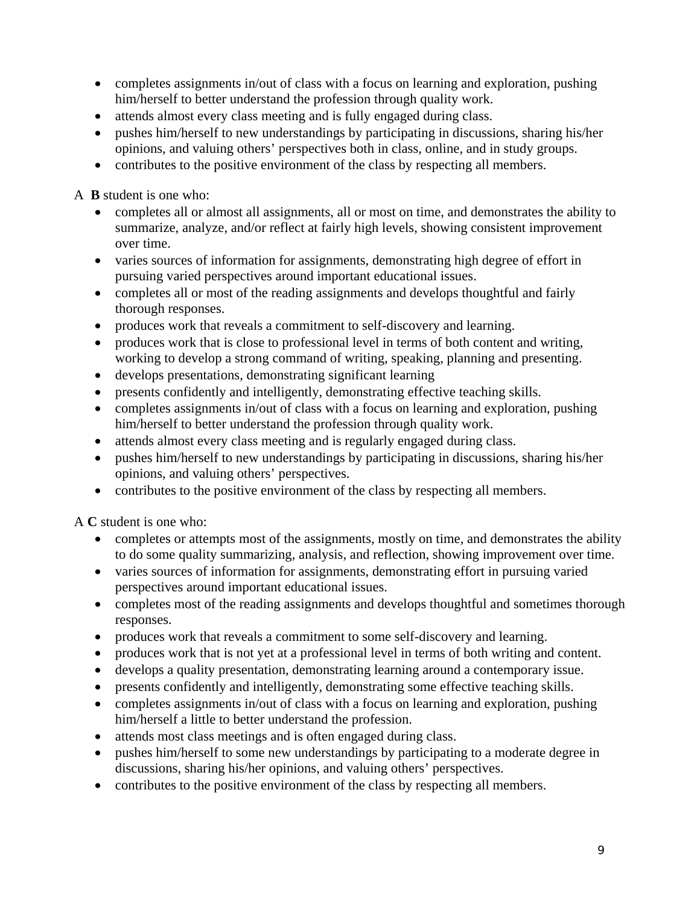- completes assignments in/out of class with a focus on learning and exploration, pushing him/herself to better understand the profession through quality work.
- attends almost every class meeting and is fully engaged during class.
- pushes him/herself to new understandings by participating in discussions, sharing his/her opinions, and valuing others' perspectives both in class, online, and in study groups.
- contributes to the positive environment of the class by respecting all members.

A **B** student is one who:

- completes all or almost all assignments, all or most on time, and demonstrates the ability to summarize, analyze, and/or reflect at fairly high levels, showing consistent improvement over time.
- varies sources of information for assignments, demonstrating high degree of effort in pursuing varied perspectives around important educational issues.
- completes all or most of the reading assignments and develops thoughtful and fairly thorough responses.
- produces work that reveals a commitment to self-discovery and learning.
- produces work that is close to professional level in terms of both content and writing, working to develop a strong command of writing, speaking, planning and presenting.
- develops presentations, demonstrating significant learning
- presents confidently and intelligently, demonstrating effective teaching skills.
- completes assignments in/out of class with a focus on learning and exploration, pushing him/herself to better understand the profession through quality work.
- attends almost every class meeting and is regularly engaged during class.
- pushes him/herself to new understandings by participating in discussions, sharing his/her opinions, and valuing others' perspectives.
- contributes to the positive environment of the class by respecting all members.

A **C** student is one who:

- completes or attempts most of the assignments, mostly on time, and demonstrates the ability to do some quality summarizing, analysis, and reflection, showing improvement over time.
- varies sources of information for assignments, demonstrating effort in pursuing varied perspectives around important educational issues.
- completes most of the reading assignments and develops thoughtful and sometimes thorough responses.
- produces work that reveals a commitment to some self-discovery and learning.
- produces work that is not yet at a professional level in terms of both writing and content.
- develops a quality presentation, demonstrating learning around a contemporary issue.
- presents confidently and intelligently, demonstrating some effective teaching skills.
- completes assignments in/out of class with a focus on learning and exploration, pushing him/herself a little to better understand the profession.
- attends most class meetings and is often engaged during class.
- pushes him/herself to some new understandings by participating to a moderate degree in discussions, sharing his/her opinions, and valuing others' perspectives.
- contributes to the positive environment of the class by respecting all members.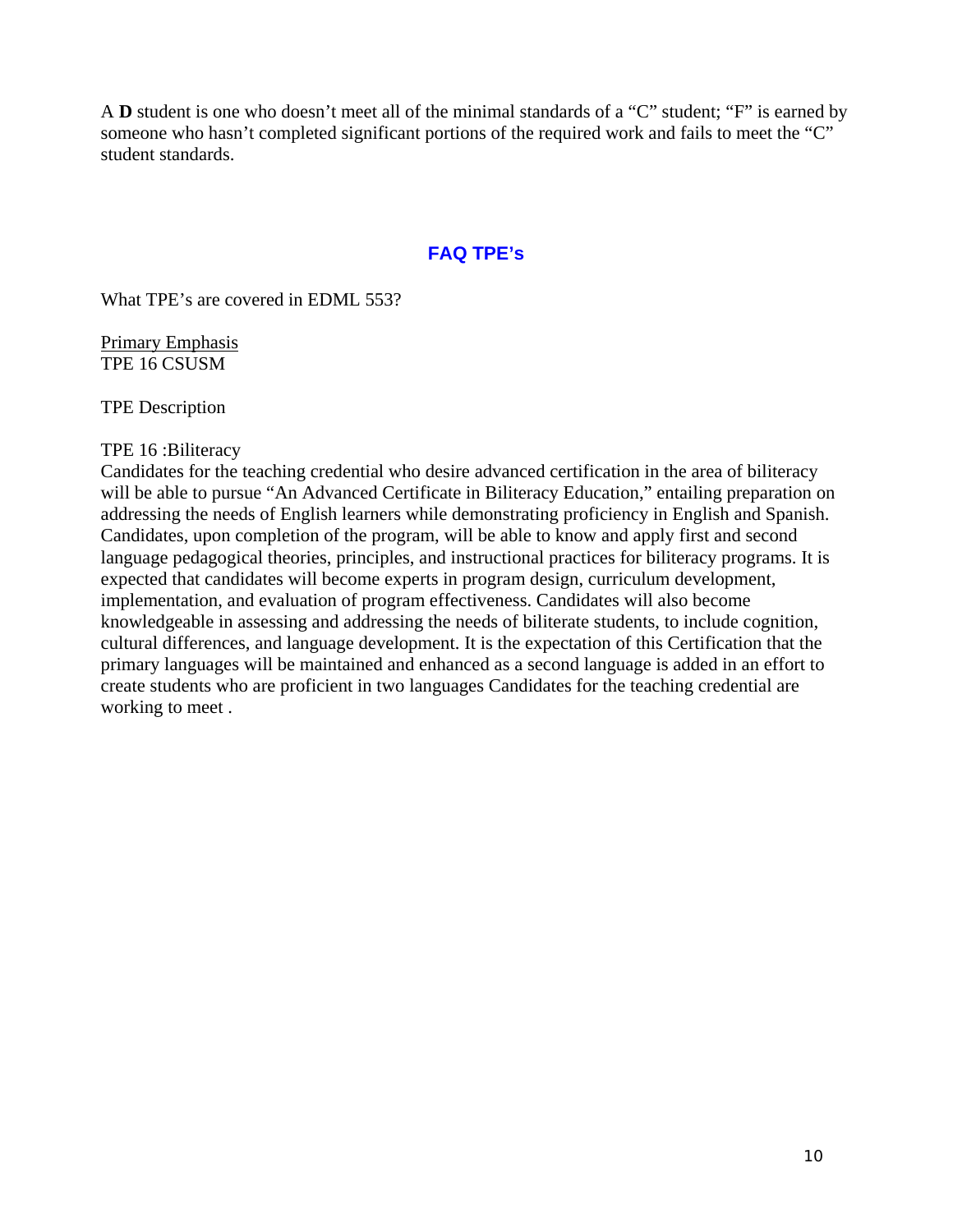A **D** student is one who doesn't meet all of the minimal standards of a "C" student; "F" is earned by someone who hasn't completed significant portions of the required work and fails to meet the "C" student standards.

## FAQ TPE's

What TPE's are covered in EDML 553?

Primary Emphasis
TPE 16 CSUSM

TPE Description

TPE 16 :Biliteracy
Candidates for the teaching credential who desire advanced certification in the area of biliteracy will be able to pursue "An Advanced Certificate in Biliteracy Education," entailing preparation on addressing the needs of English learners while demonstrating proficiency in English and Spanish. Candidates, upon completion of the program, will be able to know and apply first and second language pedagogical theories, principles, and instructional practices for biliteracy programs. It is expected that candidates will become experts in program design, curriculum development, implementation, and evaluation of program effectiveness. Candidates will also become knowledgeable in assessing and addressing the needs of biliterate students, to include cognition, cultural differences, and language development. It is the expectation of this Certification that the primary languages will be maintained and enhanced as a second language is added in an effort to create students who are proficient in two languages Candidates for the teaching credential are working to meet .